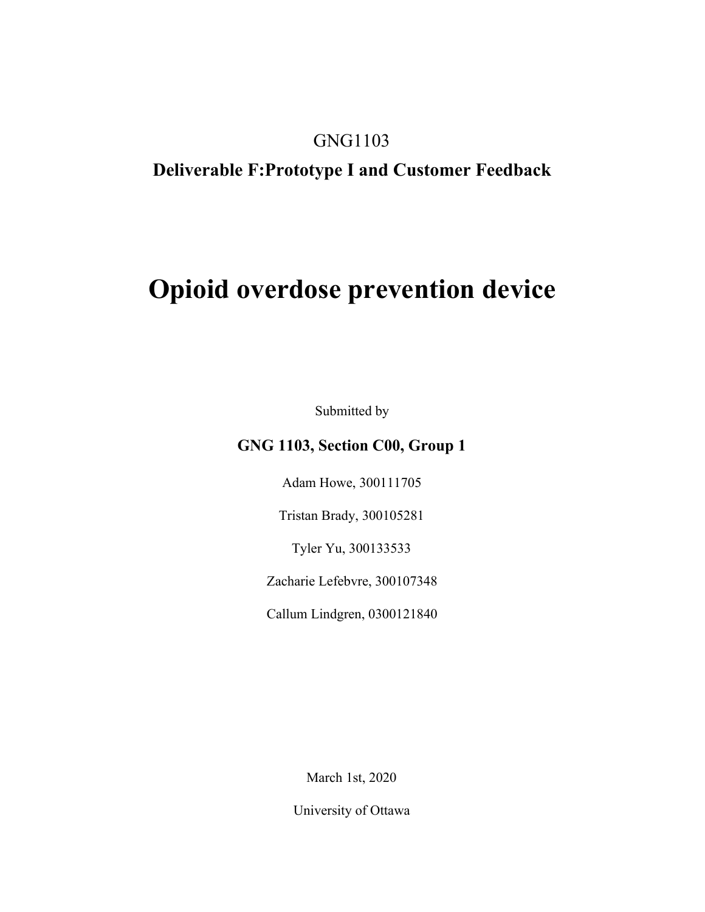GNG1103

**Deliverable F:Prototype I and Customer Feedback**

# Opioid overdose prevention device

Submitted by

**GNG 1103, Section C00, Group 1**

Adam Howe, 300111705

Tristan Brady, 300105281

Tyler Yu, 300133533

Zacharie Lefebvre, 300107348

Callum Lindgren, 0300121840

March 1st, 2020

University of Ottawa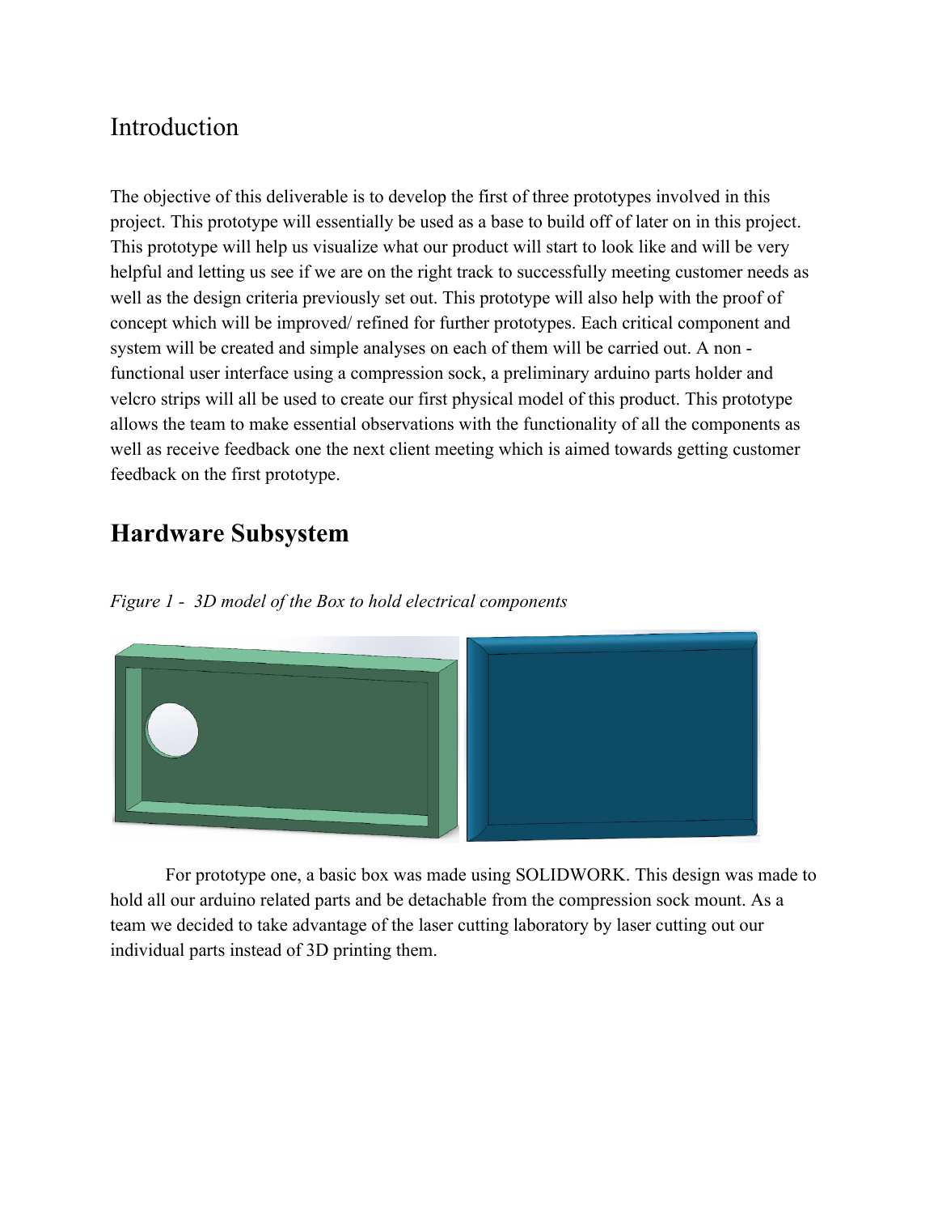## Introduction

The objective of this deliverable is to develop the first of three prototypes involved in this project. This prototype will essentially be used as a base to build off of later on in this project. This prototype will help us visualize what our product will start to look like and will be very helpful and letting us see if we are on the right track to successfully meeting customer needs as well as the design criteria previously set out. This prototype will also help with the proof of concept which will be improved/ refined for further prototypes. Each critical component and system will be created and simple analyses on each of them will be carried out. A non - functional user interface using a compression sock, a preliminary arduino parts holder and velcro strips will all be used to create our first physical model of this product. This prototype allows the team to make essential observations with the functionality of all the components as well as receive feedback one the next client meeting which is aimed towards getting customer feedback on the first prototype.

## **Hardware Subsystem**

*Figure 1 - 3D model of the Box to hold electrical components*

For prototype one, a basic box was made using SOLIDWORK. This design was made to hold all our arduino related parts and be detachable from the compression sock mount. As a team we decided to take advantage of the laser cutting laboratory by laser cutting out our individual parts instead of 3D printing them.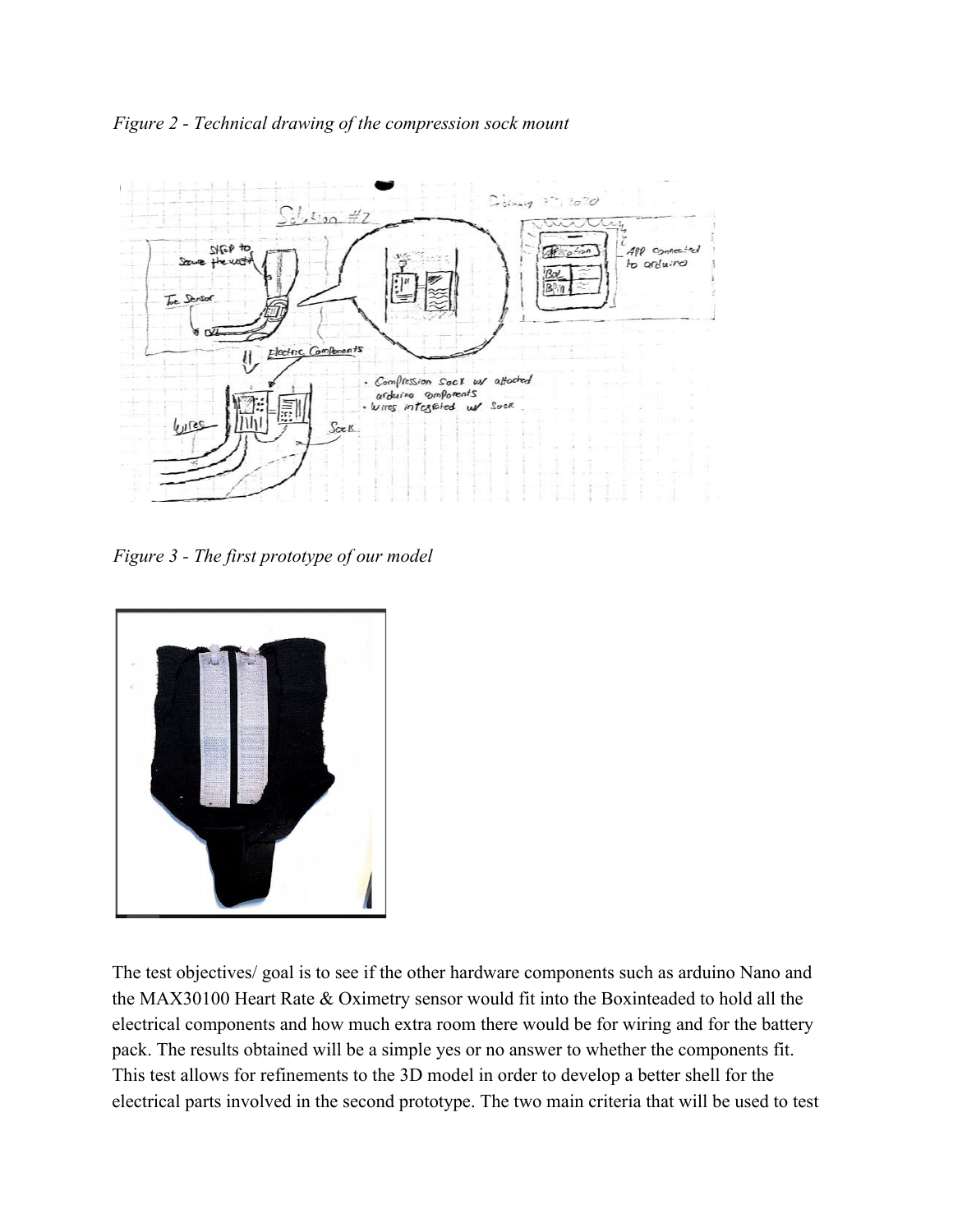*Figure 2 - Technical drawing of the compression sock mount*

*Figure 3 - The first prototype of our model*

The test objectives/ goal is to see if the other hardware components such as arduino Nano and the MAX30100 Heart Rate & Oximetry sensor would fit into the Boxinteaded to hold all the electrical components and how much extra room there would be for wiring and for the battery pack. The results obtained will be a simple yes or no answer to whether the components fit. This test allows for refinements to the 3D model in order to develop a better shell for the electrical parts involved in the second prototype. The two main criteria that will be used to test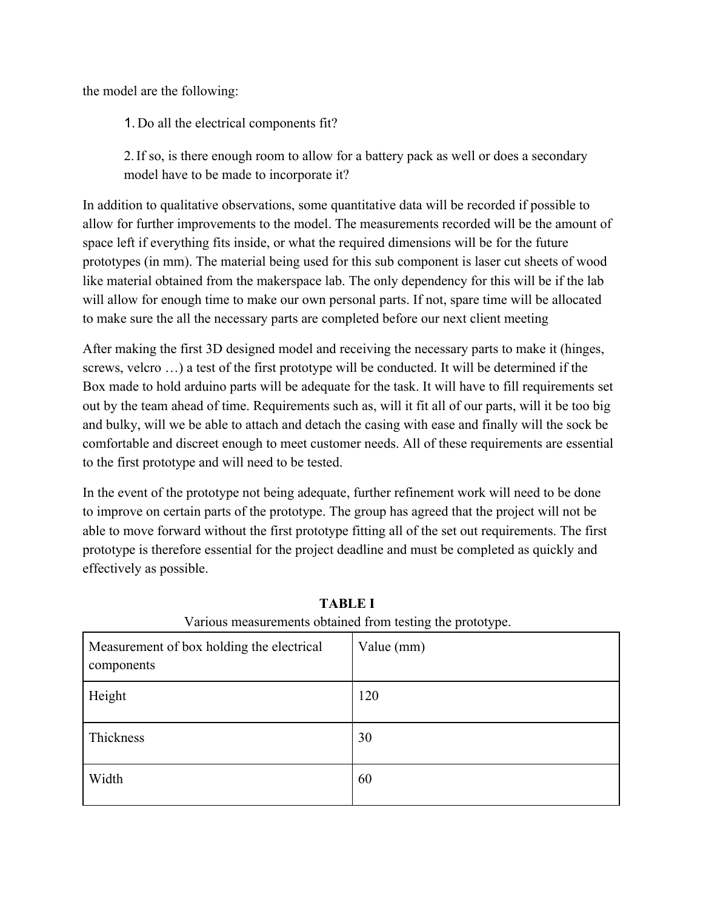the model are the following:

1. Do all the electrical components fit?

2. If so, is there enough room to allow for a battery pack as well or does a secondary model have to be made to incorporate it?

In addition to qualitative observations, some quantitative data will be recorded if possible to allow for further improvements to the model. The measurements recorded will be the amount of space left if everything fits inside, or what the required dimensions will be for the future prototypes (in mm). The material being used for this sub component is laser cut sheets of wood like material obtained from the makerspace lab. The only dependency for this will be if the lab will allow for enough time to make our own personal parts. If not, spare time will be allocated to make sure the all the necessary parts are completed before our next client meeting

After making the first 3D designed model and receiving the necessary parts to make it (hinges, screws, velcro …) a test of the first prototype will be conducted. It will be determined if the Box made to hold arduino parts will be adequate for the task. It will have to fill requirements set out by the team ahead of time. Requirements such as, will it fit all of our parts, will it be too big and bulky, will we be able to attach and detach the casing with ease and finally will the sock be comfortable and discreet enough to meet customer needs. All of these requirements are essential to the first prototype and will need to be tested.

In the event of the prototype not being adequate, further refinement work will need to be done to improve on certain parts of the prototype. The group has agreed that the project will not be able to move forward without the first prototype fitting all of the set out requirements. The first prototype is therefore essential for the project deadline and must be completed as quickly and effectively as possible.

**TABLE I**

Various measurements obtained from testing the prototype.

| Measurement of box holding the electrical components | Value (mm) |
| --- | --- |
| Height | 120 |
| Thickness | 30 |
| Width | 60 |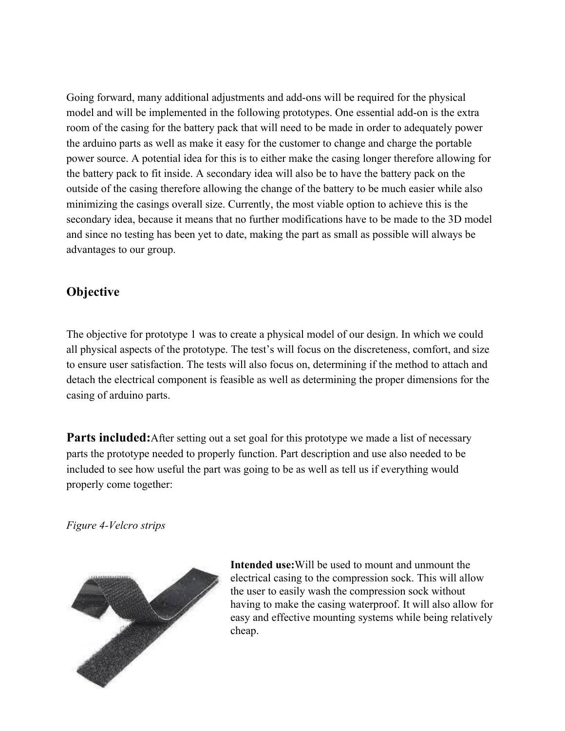Going forward, many additional adjustments and add-ons will be required for the physical model and will be implemented in the following prototypes. One essential add-on is the extra room of the casing for the battery pack that will need to be made in order to adequately power the arduino parts as well as make it easy for the customer to change and charge the portable power source. A potential idea for this is to either make the casing longer therefore allowing for the battery pack to fit inside. A secondary idea will also be to have the battery pack on the outside of the casing therefore allowing the change of the battery to be much easier while also minimizing the casings overall size. Currently, the most viable option to achieve this is the secondary idea, because it means that no further modifications have to be made to the 3D model and since no testing has been yet to date, making the part as small as possible will always be advantages to our group.

## Objective

The objective for prototype 1 was to create a physical model of our design. In which we could all physical aspects of the prototype. The test's will focus on the discreteness, comfort, and size to ensure user satisfaction. The tests will also focus on, determining if the method to attach and detach the electrical component is feasible as well as determining the proper dimensions for the casing of arduino parts.

**Parts included:** After setting out a set goal for this prototype we made a list of necessary parts the prototype needed to properly function. Part description and use also needed to be included to see how useful the part was going to be as well as tell us if everything would properly come together:

*Figure 4-Velcro strips*

**Intended use:** Will be used to mount and unmount the electrical casing to the compression sock. This will allow the user to easily wash the compression sock without having to make the casing waterproof. It will also allow for easy and effective mounting systems while being relatively cheap.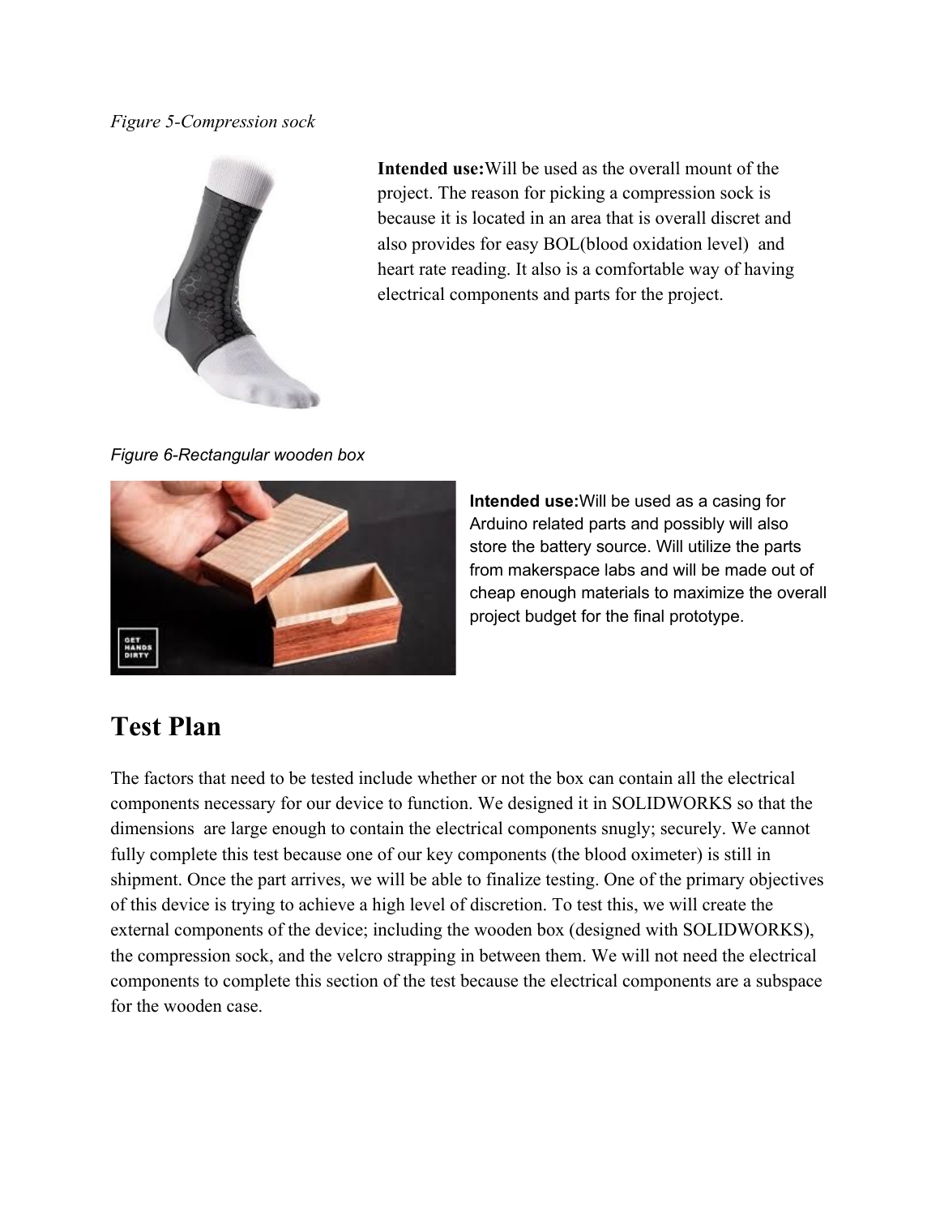*Figure 5-Compression sock*

**Intended use:**Will be used as the overall mount of the project. The reason for picking a compression sock is because it is located in an area that is overall discret and also provides for easy BOL(blood oxidation level) and heart rate reading. It also is a comfortable way of having electrical components and parts for the project.

*Figure 6-Rectangular wooden box*

**Intended use:**Will be used as a casing for Arduino related parts and possibly will also store the battery source. Will utilize the parts from makerspace labs and will be made out of cheap enough materials to maximize the overall project budget for the final prototype.

# Test Plan

The factors that need to be tested include whether or not the box can contain all the electrical components necessary for our device to function. We designed it in SOLIDWORKS so that the dimensions are large enough to contain the electrical components snugly; securely. We cannot fully complete this test because one of our key components (the blood oximeter) is still in shipment. Once the part arrives, we will be able to finalize testing. One of the primary objectives of this device is trying to achieve a high level of discretion. To test this, we will create the external components of the device; including the wooden box (designed with SOLIDWORKS), the compression sock, and the velcro strapping in between them. We will not need the electrical components to complete this section of the test because the electrical components are a subspace for the wooden case.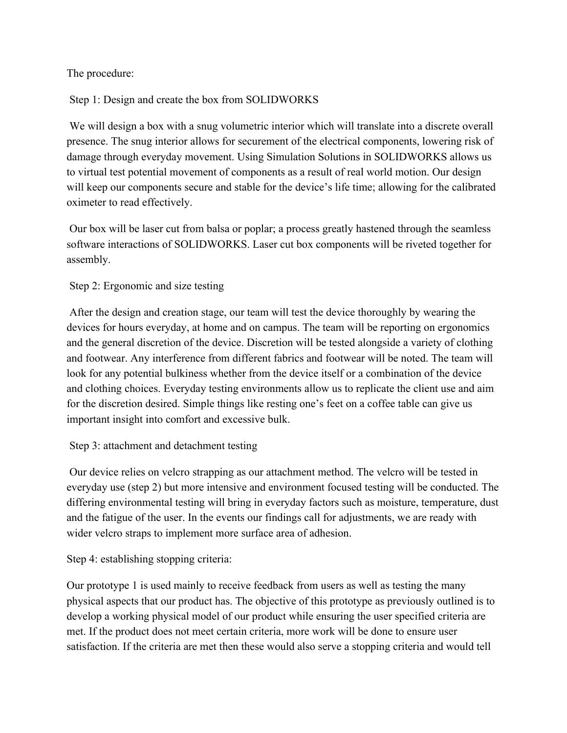The procedure:

Step 1: Design and create the box from SOLIDWORKS

We will design a box with a snug volumetric interior which will translate into a discrete overall presence. The snug interior allows for securement of the electrical components, lowering risk of damage through everyday movement. Using Simulation Solutions in SOLIDWORKS allows us to virtual test potential movement of components as a result of real world motion. Our design will keep our components secure and stable for the device's life time; allowing for the calibrated oximeter to read effectively.

Our box will be laser cut from balsa or poplar; a process greatly hastened through the seamless software interactions of SOLIDWORKS. Laser cut box components will be riveted together for assembly.

Step 2: Ergonomic and size testing

After the design and creation stage, our team will test the device thoroughly by wearing the devices for hours everyday, at home and on campus. The team will be reporting on ergonomics and the general discretion of the device. Discretion will be tested alongside a variety of clothing and footwear. Any interference from different fabrics and footwear will be noted. The team will look for any potential bulkiness whether from the device itself or a combination of the device and clothing choices. Everyday testing environments allow us to replicate the client use and aim for the discretion desired. Simple things like resting one's feet on a coffee table can give us important insight into comfort and excessive bulk.

Step 3: attachment and detachment testing

Our device relies on velcro strapping as our attachment method. The velcro will be tested in everyday use (step 2) but more intensive and environment focused testing will be conducted. The differing environmental testing will bring in everyday factors such as moisture, temperature, dust and the fatigue of the user. In the events our findings call for adjustments, we are ready with wider velcro straps to implement more surface area of adhesion.

Step 4: establishing stopping criteria:

Our prototype 1 is used mainly to receive feedback from users as well as testing the many physical aspects that our product has. The objective of this prototype as previously outlined is to develop a working physical model of our product while ensuring the user specified criteria are met. If the product does not meet certain criteria, more work will be done to ensure user satisfaction. If the criteria are met then these would also serve a stopping criteria and would tell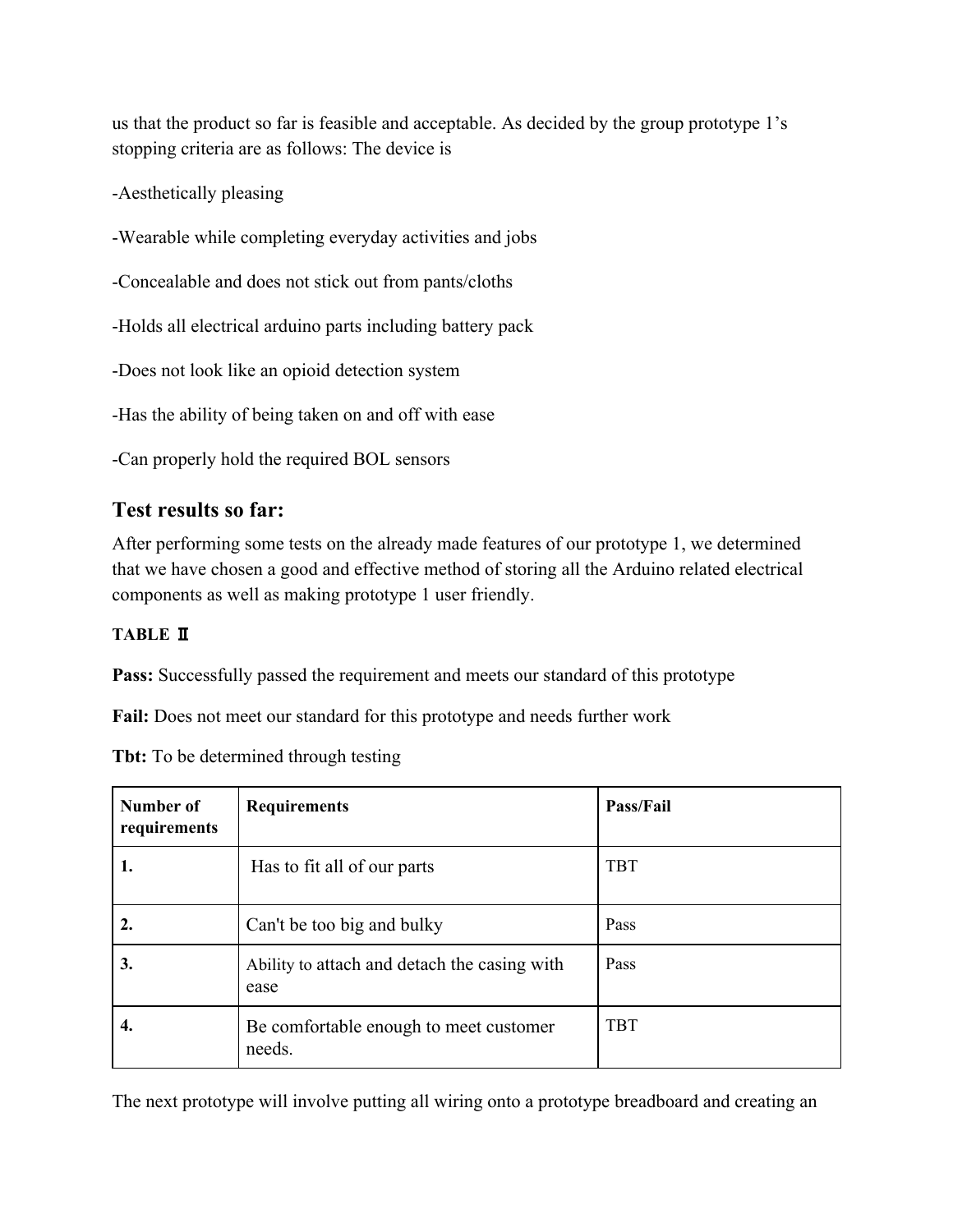us that the product so far is feasible and acceptable. As decided by the group prototype 1's stopping criteria are as follows: The device is

-Aesthetically pleasing

-Wearable while completing everyday activities and jobs

-Concealable and does not stick out from pants/cloths

-Holds all electrical arduino parts including battery pack

-Does not look like an opioid detection system

-Has the ability of being taken on and off with ease

-Can properly hold the required BOL sensors

## Test results so far:

After performing some tests on the already made features of our prototype 1, we determined that we have chosen a good and effective method of storing all the Arduino related electrical components as well as making prototype 1 user friendly.

**TABLE Ⅱ**

**Pass:** Successfully passed the requirement and meets our standard of this prototype

**Fail:** Does not meet our standard for this prototype and needs further work

**Tbt:** To be determined through testing

| **Number of requirements** | **Requirements** | **Pass/Fail** |
| --- | --- | --- |
| **1.** | Has to fit all of our parts | TBT |
| **2.** | Can't be too big and bulky | Pass |
| **3.** | Ability to attach and detach the casing with ease | Pass |
| **4.** | Be comfortable enough to meet customer needs. | TBT |

The next prototype will involve putting all wiring onto a prototype breadboard and creating an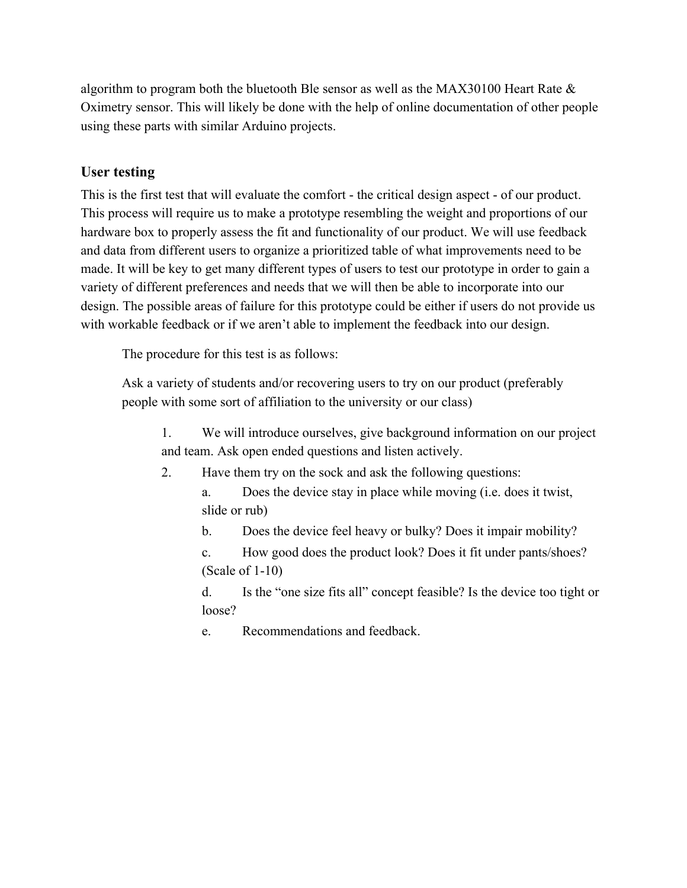algorithm to program both the bluetooth Ble sensor as well as the MAX30100 Heart Rate & Oximetry sensor. This will likely be done with the help of online documentation of other people using these parts with similar Arduino projects.

## User testing

This is the first test that will evaluate the comfort - the critical design aspect - of our product. This process will require us to make a prototype resembling the weight and proportions of our hardware box to properly assess the fit and functionality of our product. We will use feedback and data from different users to organize a prioritized table of what improvements need to be made. It will be key to get many different types of users to test our prototype in order to gain a variety of different preferences and needs that we will then be able to incorporate into our design. The possible areas of failure for this prototype could be either if users do not provide us with workable feedback or if we aren't able to implement the feedback into our design.

The procedure for this test is as follows:

Ask a variety of students and/or recovering users to try on our product (preferably people with some sort of affiliation to the university or our class)

1. We will introduce ourselves, give background information on our project and team. Ask open ended questions and listen actively.
2. Have them try on the sock and ask the following questions:
    a. Does the device stay in place while moving (i.e. does it twist, slide or rub)
    b. Does the device feel heavy or bulky? Does it impair mobility?
    c. How good does the product look? Does it fit under pants/shoes? (Scale of 1-10)
    d. Is the "one size fits all" concept feasible? Is the device too tight or loose?
    e. Recommendations and feedback.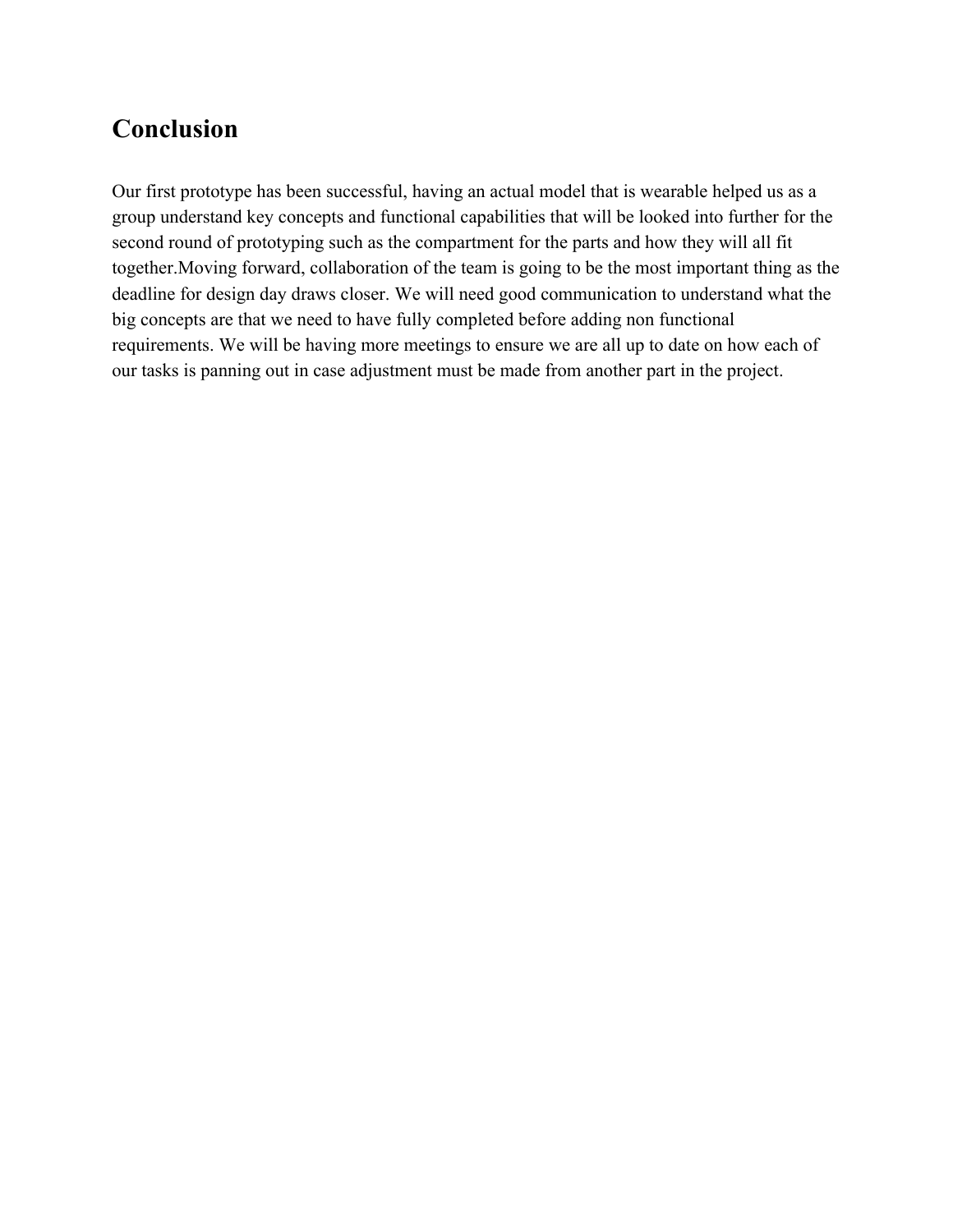## Conclusion

Our first prototype has been successful, having an actual model that is wearable helped us as a group understand key concepts and functional capabilities that will be looked into further for the second round of prototyping such as the compartment for the parts and how they will all fit together.Moving forward, collaboration of the team is going to be the most important thing as the deadline for design day draws closer. We will need good communication to understand what the big concepts are that we need to have fully completed before adding non functional requirements. We will be having more meetings to ensure we are all up to date on how each of our tasks is panning out in case adjustment must be made from another part in the project.